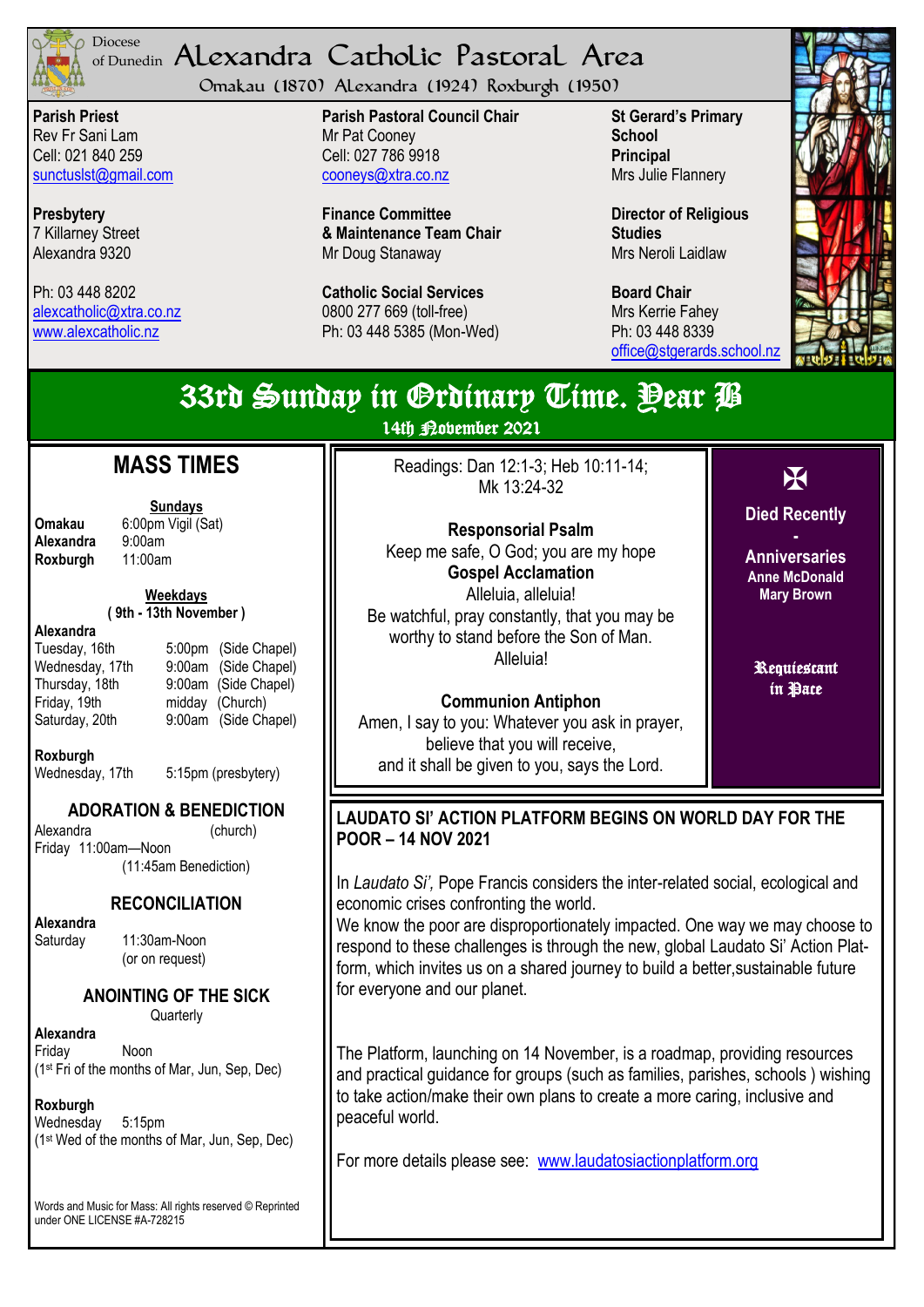Diocese of Dunedin

# Alexandra Catholic Pastoral Area

Omakau (1870) Alexandra (1924) Roxburgh (1950)

**Parish Priest**
Rev Fr Sani Lam
Cell: 021 840 259
sunctuslst@gmail.com

**Presbytery**
7 Killarney Street
Alexandra 9320

Ph: 03 448 8202
alexcatholic@xtra.co.nz
www.alexcatholic.nz

**Parish Pastoral Council Chair**
Mr Pat Cooney
Cell: 027 786 9918
cooneys@xtra.co.nz

**Finance Committee & Maintenance Team Chair**
Mr Doug Stanaway

**Catholic Social Services**
0800 277 669 (toll-free)
Ph: 03 448 5385 (Mon-Wed)

**St Gerard's Primary School Principal**
Mrs Julie Flannery

**Director of Religious Studies**
Mrs Neroli Laidlaw

**Board Chair**
Mrs Kerrie Fahey
Ph: 03 448 8339
office@stgerards.school.nz

## 33rd Sunday in Ordinary Time. Year B

14th November 2021

## MASS TIMES

**Sundays**

| | |
|---|---|
| **Omakau** | 6:00pm Vigil (Sat) |
| **Alexandra** | 9:00am |
| **Roxburgh** | 11:00am |

**Weekdays**
**( 9th - 13th November )**

**Alexandra**

| | | |
|---|---|---|
| Tuesday, 16th | 5:00pm | (Side Chapel) |
| Wednesday, 17th | 9:00am | (Side Chapel) |
| Thursday, 18th | 9:00am | (Side Chapel) |
| Friday, 19th | midday | (Church) |
| Saturday, 20th | 9:00am | (Side Chapel) |

**Roxburgh**
Wednesday, 17th 5:15pm (presbytery)

### ADORATION & BENEDICTION

Alexandra (church)
Friday 11:00am—Noon
(11:45am Benediction)

### RECONCILIATION

**Alexandra**
Saturday 11:30am-Noon
(or on request)

### ANOINTING OF THE SICK

Quarterly

**Alexandra**
Friday Noon
(1st Fri of the months of Mar, Jun, Sep, Dec)

**Roxburgh**
Wednesday 5:15pm
(1st Wed of the months of Mar, Jun, Sep, Dec)

Words and Music for Mass: All rights reserved © Reprinted under ONE LICENSE #A-728215

Readings: Dan 12:1-3; Heb 10:11-14; Mk 13:24-32

**Responsorial Psalm**
Keep me safe, O God; you are my hope

**Gospel Acclamation**
Alleluia, alleluia!
Be watchful, pray constantly, that you may be worthy to stand before the Son of Man.
Alleluia!

**Communion Antiphon**
Amen, I say to you: Whatever you ask in prayer, believe that you will receive, and it shall be given to you, says the Lord.

✠

**Died Recently**
-

**Anniversaries**
**Anne McDonald**
**Mary Brown**

**Requiescant in Pace**

### LAUDATO SI' ACTION PLATFORM BEGINS ON WORLD DAY FOR THE POOR – 14 NOV 2021

In *Laudato Si',* Pope Francis considers the inter-related social, ecological and economic crises confronting the world.
We know the poor are disproportionately impacted. One way we may choose to respond to these challenges is through the new, global Laudato Si' Action Platform, which invites us on a shared journey to build a better,sustainable future for everyone and our planet.

The Platform, launching on 14 November, is a roadmap, providing resources and practical guidance for groups (such as families, parishes, schools ) wishing to take action/make their own plans to create a more caring, inclusive and peaceful world.

For more details please see: www.laudatosiactionplatform.org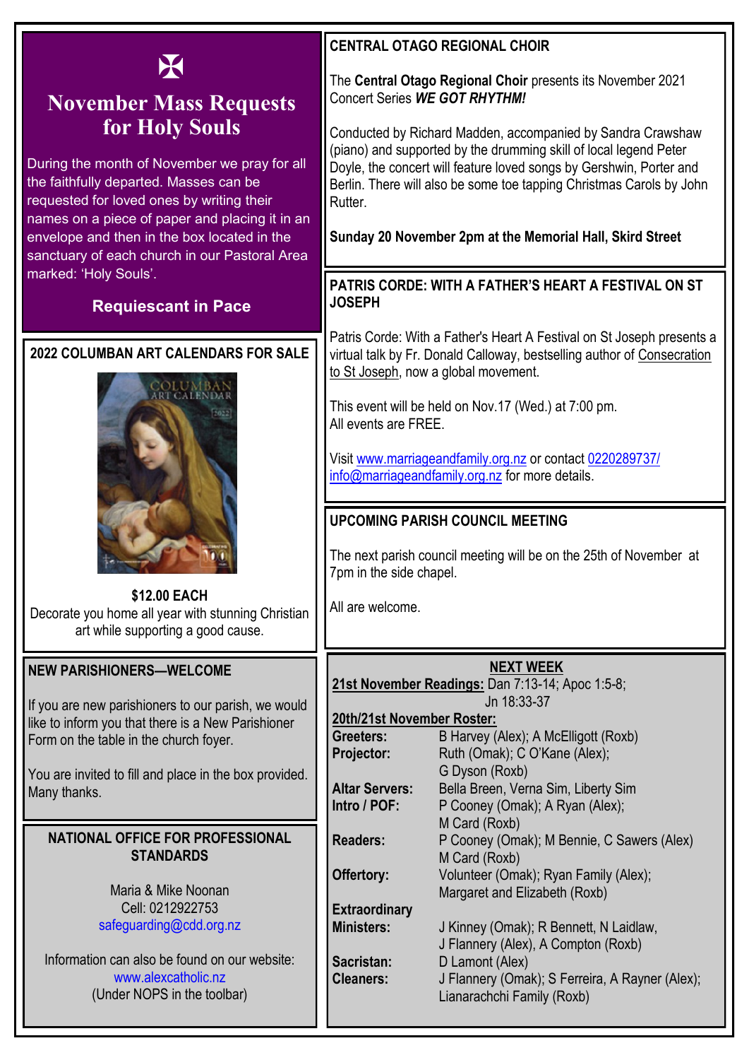✠

## November Mass Requests for Holy Souls

During the month of November we pray for all the faithfully departed. Masses can be requested for loved ones by writing their names on a piece of paper and placing it in an envelope and then in the box located in the sanctuary of each church in our Pastoral Area marked: 'Holy Souls'.

**Requiescant in Pace**

## 2022 COLUMBAN ART CALENDARS FOR SALE

**$12.00 EACH**

Decorate you home all year with stunning Christian art while supporting a good cause.

## NEW PARISHIONERS—WELCOME

If you are new parishioners to our parish, we would like to inform you that there is a New Parishioner Form on the table in the church foyer.

You are invited to fill and place in the box provided. Many thanks.

## NATIONAL OFFICE FOR PROFESSIONAL STANDARDS

Maria & Mike Noonan
Cell: 0212922753
safeguarding@cdd.org.nz

Information can also be found on our website:
www.alexcatholic.nz
(Under NOPS in the toolbar)

## CENTRAL OTAGO REGIONAL CHOIR

The **Central Otago Regional Choir** presents its November 2021 Concert Series ***WE GOT RHYTHM!***

Conducted by Richard Madden, accompanied by Sandra Crawshaw (piano) and supported by the drumming skill of local legend Peter Doyle, the concert will feature loved songs by Gershwin, Porter and Berlin. There will also be some toe tapping Christmas Carols by John Rutter.

**Sunday 20 November 2pm at the Memorial Hall, Skird Street**

## PATRIS CORDE: WITH A FATHER'S HEART A FESTIVAL ON ST JOSEPH

Patris Corde: With a Father's Heart A Festival on St Joseph presents a virtual talk by Fr. Donald Calloway, bestselling author of Consecration to St Joseph, now a global movement.

This event will be held on Nov.17 (Wed.) at 7:00 pm.
All events are FREE.

Visit www.marriageandfamily.org.nz or contact 0220289737/ info@marriageandfamily.org.nz for more details.

## UPCOMING PARISH COUNCIL MEETING

The next parish council meeting will be on the 25th of November at 7pm in the side chapel.

All are welcome.

## NEXT WEEK

**21st November Readings:** Dan 7:13-14; Apoc 1:5-8; Jn 18:33-37

**20th/21st November Roster:**

| | |
|---|---|
| **Greeters:** | B Harvey (Alex); A McElligott (Roxb) |
| **Projector:** | Ruth (Omak); C O'Kane (Alex); G Dyson (Roxb) |
| **Altar Servers:** | Bella Breen, Verna Sim, Liberty Sim |
| **Intro / POF:** | P Cooney (Omak); A Ryan (Alex); M Card (Roxb) |
| **Readers:** | P Cooney (Omak); M Bennie, C Sawers (Alex) M Card (Roxb) |
| **Offertory:** | Volunteer (Omak); Ryan Family (Alex); Margaret and Elizabeth (Roxb) |
| **Extraordinary Ministers:** | J Kinney (Omak); R Bennett, N Laidlaw, J Flannery (Alex), A Compton (Roxb) |
| **Sacristan:** | D Lamont (Alex) |
| **Cleaners:** | J Flannery (Omak); S Ferreira, A Rayner (Alex); Lianarachchi Family (Roxb) |